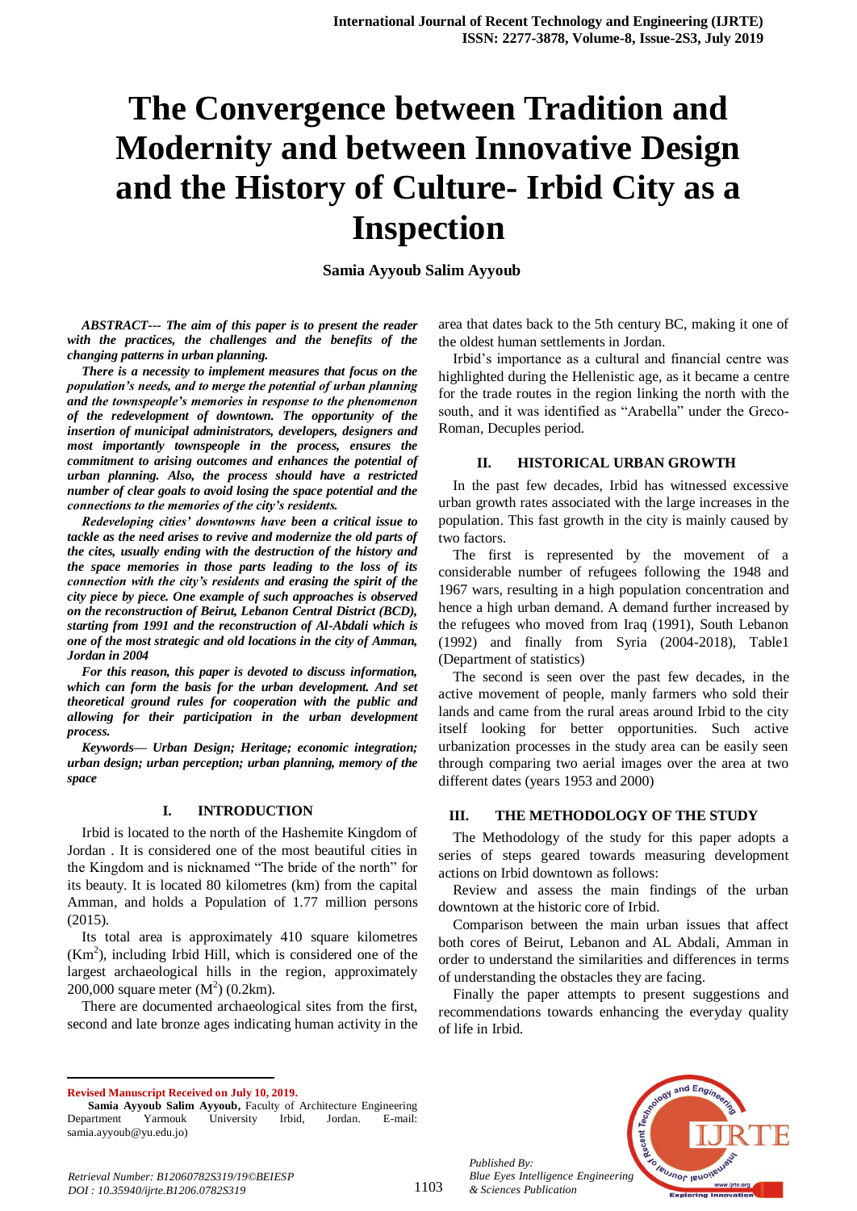# The Convergence between Tradition and Modernity and between Innovative Design and the History of Culture- Irbid City as a Inspection

**Samia Ayyoub Salim Ayyoub**

***ABSTRACT--- The aim of this paper is to present the reader with the practices, the challenges and the benefits of the changing patterns in urban planning.***

***There is a necessity to implement measures that focus on the population's needs, and to merge the potential of urban planning and the townspeople's memories in response to the phenomenon of the redevelopment of downtown. The opportunity of the insertion of municipal administrators, developers, designers and most importantly townspeople in the process, ensures the commitment to arising outcomes and enhances the potential of urban planning. Also, the process should have a restricted number of clear goals to avoid losing the space potential and the connections to the memories of the city's residents.***

***Redeveloping cities' downtowns have been a critical issue to tackle as the need arises to revive and modernize the old parts of the cites, usually ending with the destruction of the history and the space memories in those parts leading to the loss of its connection with the city's residents and erasing the spirit of the city piece by piece. One example of such approaches is observed on the reconstruction of Beirut, Lebanon Central District (BCD), starting from 1991 and the reconstruction of Al-Abdali which is one of the most strategic and old locations in the city of Amman, Jordan in 2004***

***For this reason, this paper is devoted to discuss information, which can form the basis for the urban development. And set theoretical ground rules for cooperation with the public and allowing for their participation in the urban development process.***

***Keywords— Urban Design; Heritage; economic integration; urban design; urban perception; urban planning, memory of the space***

## I. INTRODUCTION

Irbid is located to the north of the Hashemite Kingdom of Jordan . It is considered one of the most beautiful cities in the Kingdom and is nicknamed "The bride of the north" for its beauty. It is located 80 kilometres (km) from the capital Amman, and holds a Population of 1.77 million persons (2015).

Its total area is approximately 410 square kilometres ($Km^2$), including Irbid Hill, which is considered one of the largest archaeological hills in the region, approximately 200,000 square meter ($M^2$) (0.2km).

There are documented archaeological sites from the first, second and late bronze ages indicating human activity in the area that dates back to the 5th century BC, making it one of the oldest human settlements in Jordan.

Irbid's importance as a cultural and financial centre was highlighted during the Hellenistic age, as it became a centre for the trade routes in the region linking the north with the south, and it was identified as "Arabella" under the Greco-Roman, Decuples period.

## II. HISTORICAL URBAN GROWTH

In the past few decades, Irbid has witnessed excessive urban growth rates associated with the large increases in the population. This fast growth in the city is mainly caused by two factors.

The first is represented by the movement of a considerable number of refugees following the 1948 and 1967 wars, resulting in a high population concentration and hence a high urban demand. A demand further increased by the refugees who moved from Iraq (1991), South Lebanon (1992) and finally from Syria (2004-2018), Table1 (Department of statistics)

The second is seen over the past few decades, in the active movement of people, manly farmers who sold their lands and came from the rural areas around Irbid to the city itself looking for better opportunities. Such active urbanization processes in the study area can be easily seen through comparing two aerial images over the area at two different dates (years 1953 and 2000)

## III. THE METHODOLOGY OF THE STUDY

The Methodology of the study for this paper adopts a series of steps geared towards measuring development actions on Irbid downtown as follows:

Review and assess the main findings of the urban downtown at the historic core of Irbid.

Comparison between the main urban issues that affect both cores of Beirut, Lebanon and AL Abdali, Amman in order to understand the similarities and differences in terms of understanding the obstacles they are facing.

Finally the paper attempts to present suggestions and recommendations towards enhancing the everyday quality of life in Irbid.

---

**Revised Manuscript Received on July 10, 2019.**

**Samia Ayyoub Salim Ayyoub,** Faculty of Architecture Engineering Department Yarmouk University Irbid, Jordan. E-mail: samia.ayyoub@yu.edu.jo)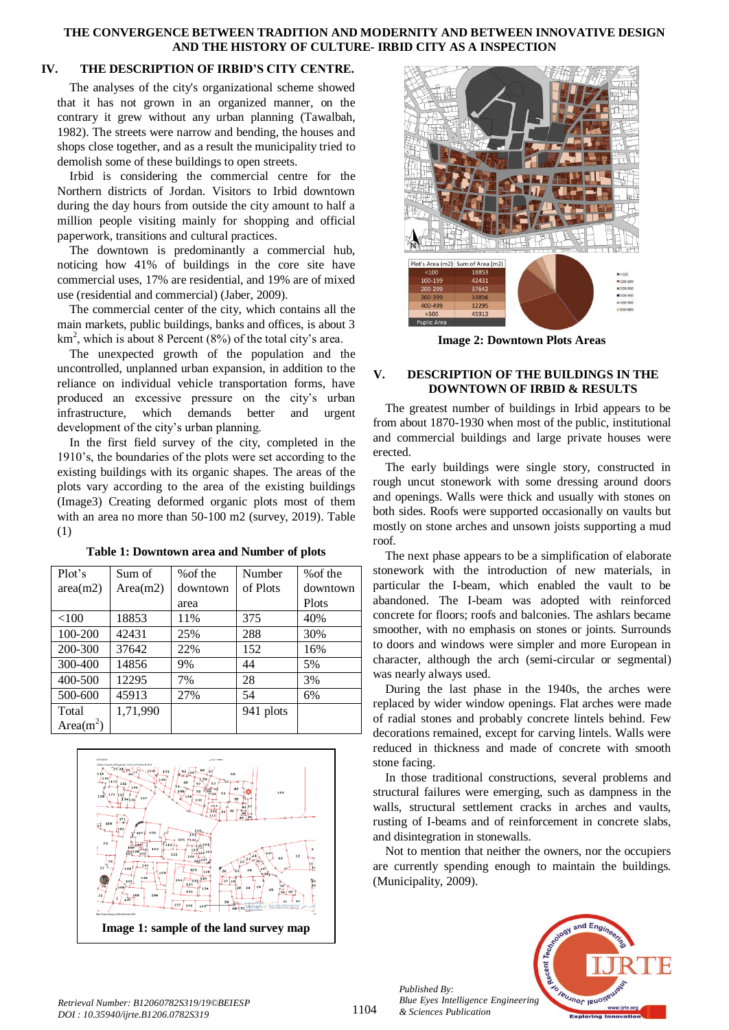## IV. THE DESCRIPTION OF IRBID'S CITY CENTRE.

The analyses of the city's organizational scheme showed that it has not grown in an organized manner, on the contrary it grew without any urban planning (Tawalbah, 1982). The streets were narrow and bending, the houses and shops close together, and as a result the municipality tried to demolish some of these buildings to open streets.

Irbid is considering the commercial centre for the Northern districts of Jordan. Visitors to Irbid downtown during the day hours from outside the city amount to half a million people visiting mainly for shopping and official paperwork, transitions and cultural practices.

The downtown is predominantly a commercial hub, noticing how 41% of buildings in the core site have commercial uses, 17% are residential, and 19% are of mixed use (residential and commercial) (Jaber, 2009).

The commercial center of the city, which contains all the main markets, public buildings, banks and offices, is about 3 km$^2$, which is about 8 Percent (8%) of the total city's area.

The unexpected growth of the population and the uncontrolled, unplanned urban expansion, in addition to the reliance on individual vehicle transportation forms, have produced an excessive pressure on the city's urban infrastructure, which demands better and urgent development of the city's urban planning.

In the first field survey of the city, completed in the 1910's, the boundaries of the plots were set according to the existing buildings with its organic shapes. The areas of the plots vary according to the area of the existing buildings (Image3) Creating deformed organic plots most of them with an area no more than 50-100 m2 (survey, 2019). Table (1)

**Table 1: Downtown area and Number of plots**

| Plot's area(m2) | Sum of Area(m2) | %of the downtown area | Number of Plots | %of the downtown Plots |
|---|---|---|---|---|
| <100 | 18853 | 11% | 375 | 40% |
| 100-200 | 42431 | 25% | 288 | 30% |
| 200-300 | 37642 | 22% | 152 | 16% |
| 300-400 | 14856 | 9% | 44 | 5% |
| 400-500 | 12295 | 7% | 28 | 3% |
| 500-600 | 45913 | 27% | 54 | 6% |
| Total Area(m$^2$) | 1,71,990 | | 941 plots | |

**Image 1: sample of the land survey map**

**Image 2: Downtown Plots Areas**

## V. DESCRIPTION OF THE BUILDINGS IN THE DOWNTOWN OF IRBID & RESULTS

The greatest number of buildings in Irbid appears to be from about 1870-1930 when most of the public, institutional and commercial buildings and large private houses were erected.

The early buildings were single story, constructed in rough uncut stonework with some dressing around doors and openings. Walls were thick and usually with stones on both sides. Roofs were supported occasionally on vaults but mostly on stone arches and unsown joists supporting a mud roof.

The next phase appears to be a simplification of elaborate stonework with the introduction of new materials, in particular the I-beam, which enabled the vault to be abandoned. The I-beam was adopted with reinforced concrete for floors; roofs and balconies. The ashlars became smoother, with no emphasis on stones or joints. Surrounds to doors and windows were simpler and more European in character, although the arch (semi-circular or segmental) was nearly always used.

During the last phase in the 1940s, the arches were replaced by wider window openings. Flat arches were made of radial stones and probably concrete lintels behind. Few decorations remained, except for carving lintels. Walls were reduced in thickness and made of concrete with smooth stone facing.

In those traditional constructions, several problems and structural failures were emerging, such as dampness in the walls, structural settlement cracks in arches and vaults, rusting of I-beams and of reinforcement in concrete slabs, and disintegration in stonewalls.

Not to mention that neither the owners, nor the occupiers are currently spending enough to maintain the buildings. (Municipality, 2009).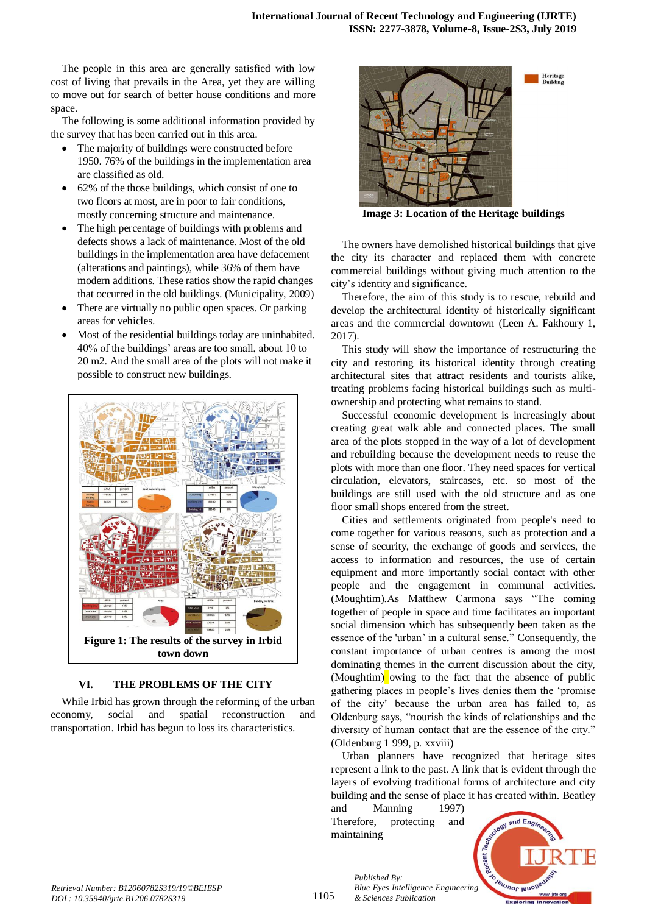The people in this area are generally satisfied with low cost of living that prevails in the Area, yet they are willing to move out for search of better house conditions and more space.

The following is some additional information provided by the survey that has been carried out in this area.

- The majority of buildings were constructed before 1950. 76% of the buildings in the implementation area are classified as old.
- 62% of the those buildings, which consist of one to two floors at most, are in poor to fair conditions, mostly concerning structure and maintenance.
- The high percentage of buildings with problems and defects shows a lack of maintenance. Most of the old buildings in the implementation area have defacement (alterations and paintings), while 36% of them have modern additions. These ratios show the rapid changes that occurred in the old buildings. (Municipality, 2009)
- There are virtually no public open spaces. Or parking areas for vehicles.
- Most of the residential buildings today are uninhabited. 40% of the buildings' areas are too small, about 10 to 20 m2. And the small area of the plots will not make it possible to construct new buildings.

**Figure 1: The results of the survey in Irbid town down**

## VI. THE PROBLEMS OF THE CITY

While Irbid has grown through the reforming of the urban economy, social and spatial reconstruction and transportation. Irbid has begun to loss its characteristics.

**Image 3: Location of the Heritage buildings**

The owners have demolished historical buildings that give the city its character and replaced them with concrete commercial buildings without giving much attention to the city's identity and significance.

Therefore, the aim of this study is to rescue, rebuild and develop the architectural identity of historically significant areas and the commercial downtown (Leen A. Fakhoury 1, 2017).

This study will show the importance of restructuring the city and restoring its historical identity through creating architectural sites that attract residents and tourists alike, treating problems facing historical buildings such as multi-ownership and protecting what remains to stand.

Successful economic development is increasingly about creating great walk able and connected places. The small area of the plots stopped in the way of a lot of development and rebuilding because the development needs to reuse the plots with more than one floor. They need spaces for vertical circulation, elevators, staircases, etc. so most of the buildings are still used with the old structure and as one floor small shops entered from the street.

Cities and settlements originated from people's need to come together for various reasons, such as protection and a sense of security, the exchange of goods and services, the access to information and resources, the use of certain equipment and more importantly social contact with other people and the engagement in communal activities. (Moughtim).As Matthew Carmona says "The coming together of people in space and time facilitates an important social dimension which has subsequently been taken as the essence of the 'urban' in a cultural sense." Consequently, the constant importance of urban centres is among the most dominating themes in the current discussion about the city, (Moughtim) owing to the fact that the absence of public gathering places in people's lives denies them the 'promise of the city' because the urban area has failed to, as Oldenburg says, "nourish the kinds of relationships and the diversity of human contact that are the essence of the city." (Oldenburg 1 999, p. xxviii)

Urban planners have recognized that heritage sites represent a link to the past. A link that is evident through the layers of evolving traditional forms of architecture and city building and the sense of place it has created within. Beatley and Manning 1997)

Therefore, protecting and maintaining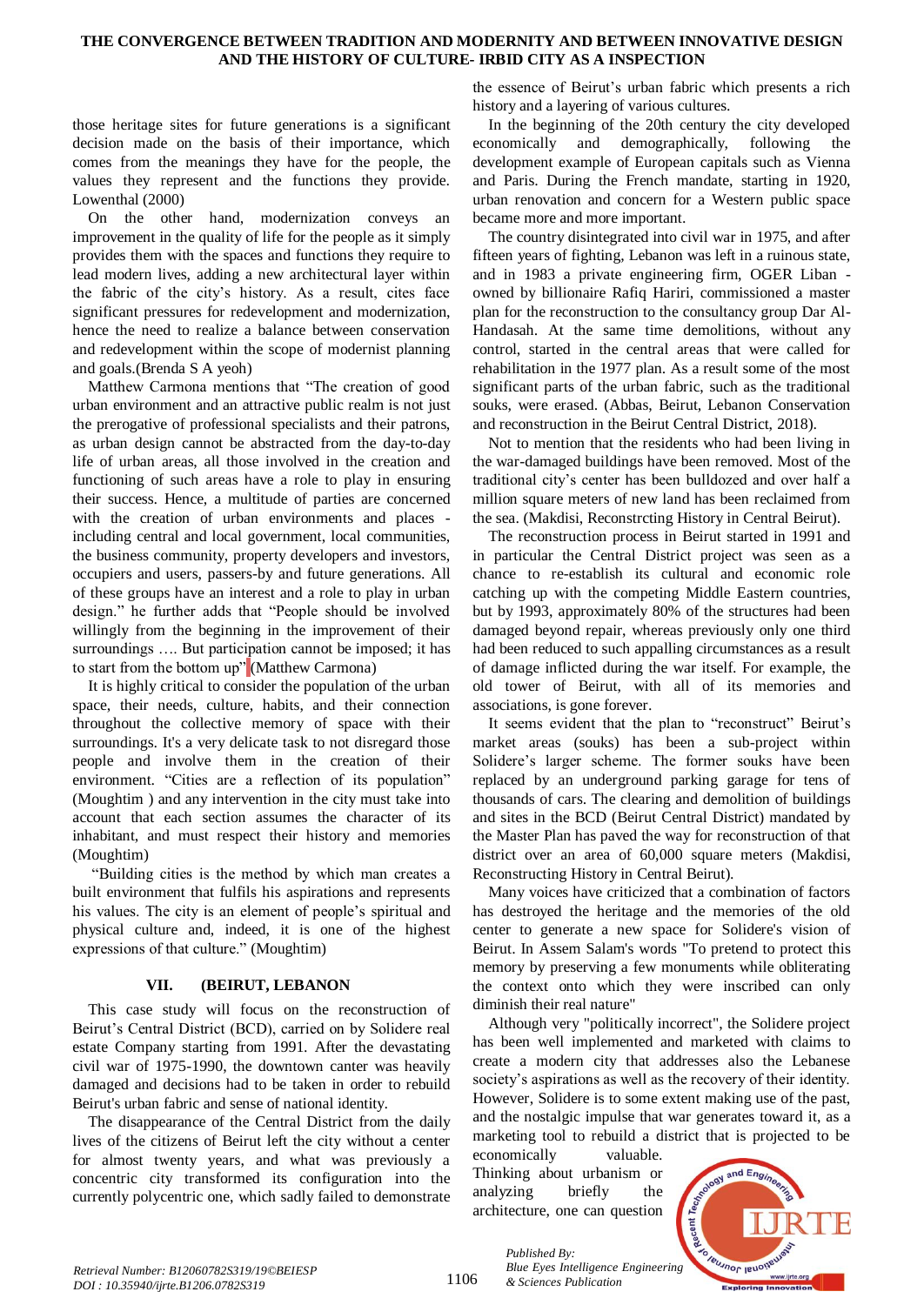those heritage sites for future generations is a significant decision made on the basis of their importance, which comes from the meanings they have for the people, the values they represent and the functions they provide. Lowenthal (2000)

On the other hand, modernization conveys an improvement in the quality of life for the people as it simply provides them with the spaces and functions they require to lead modern lives, adding a new architectural layer within the fabric of the city's history. As a result, cites face significant pressures for redevelopment and modernization, hence the need to realize a balance between conservation and redevelopment within the scope of modernist planning and goals.(Brenda S A yeoh)

Matthew Carmona mentions that "The creation of good urban environment and an attractive public realm is not just the prerogative of professional specialists and their patrons, as urban design cannot be abstracted from the day-to-day life of urban areas, all those involved in the creation and functioning of such areas have a role to play in ensuring their success. Hence, a multitude of parties are concerned with the creation of urban environments and places - including central and local government, local communities, the business community, property developers and investors, occupiers and users, passers-by and future generations. All of these groups have an interest and a role to play in urban design." he further adds that "People should be involved willingly from the beginning in the improvement of their surroundings …. But participation cannot be imposed; it has to start from the bottom up" (Matthew Carmona)

It is highly critical to consider the population of the urban space, their needs, culture, habits, and their connection throughout the collective memory of space with their surroundings. It's a very delicate task to not disregard those people and involve them in the creation of their environment. "Cities are a reflection of its population" (Moughtim ) and any intervention in the city must take into account that each section assumes the character of its inhabitant, and must respect their history and memories (Moughtim)

"Building cities is the method by which man creates a built environment that fulfils his aspirations and represents his values. The city is an element of people's spiritual and physical culture and, indeed, it is one of the highest expressions of that culture." (Moughtim)

## VII. (BEIRUT, LEBANON

This case study will focus on the reconstruction of Beirut's Central District (BCD), carried on by Solidere real estate Company starting from 1991. After the devastating civil war of 1975-1990, the downtown canter was heavily damaged and decisions had to be taken in order to rebuild Beirut's urban fabric and sense of national identity.

The disappearance of the Central District from the daily lives of the citizens of Beirut left the city without a center for almost twenty years, and what was previously a concentric city transformed its configuration into the currently polycentric one, which sadly failed to demonstrate the essence of Beirut's urban fabric which presents a rich history and a layering of various cultures.

In the beginning of the 20th century the city developed economically and demographically, following the development example of European capitals such as Vienna and Paris. During the French mandate, starting in 1920, urban renovation and concern for a Western public space became more and more important.

The country disintegrated into civil war in 1975, and after fifteen years of fighting, Lebanon was left in a ruinous state, and in 1983 a private engineering firm, OGER Liban - owned by billionaire Rafiq Hariri, commissioned a master plan for the reconstruction to the consultancy group Dar Al-Handasah. At the same time demolitions, without any control, started in the central areas that were called for rehabilitation in the 1977 plan. As a result some of the most significant parts of the urban fabric, such as the traditional souks, were erased. (Abbas, Beirut, Lebanon Conservation and reconstruction in the Beirut Central District, 2018).

Not to mention that the residents who had been living in the war-damaged buildings have been removed. Most of the traditional city's center has been bulldozed and over half a million square meters of new land has been reclaimed from the sea. (Makdisi, Reconstrcting History in Central Beirut).

The reconstruction process in Beirut started in 1991 and in particular the Central District project was seen as a chance to re-establish its cultural and economic role catching up with the competing Middle Eastern countries, but by 1993, approximately 80% of the structures had been damaged beyond repair, whereas previously only one third had been reduced to such appalling circumstances as a result of damage inflicted during the war itself. For example, the old tower of Beirut, with all of its memories and associations, is gone forever.

It seems evident that the plan to "reconstruct" Beirut's market areas (souks) has been a sub-project within Solidere's larger scheme. The former souks have been replaced by an underground parking garage for tens of thousands of cars. The clearing and demolition of buildings and sites in the BCD (Beirut Central District) mandated by the Master Plan has paved the way for reconstruction of that district over an area of 60,000 square meters (Makdisi, Reconstructing History in Central Beirut).

Many voices have criticized that a combination of factors has destroyed the heritage and the memories of the old center to generate a new space for Solidere's vision of Beirut. In Assem Salam's words "To pretend to protect this memory by preserving a few monuments while obliterating the context onto which they were inscribed can only diminish their real nature"

Although very "politically incorrect", the Solidere project has been well implemented and marketed with claims to create a modern city that addresses also the Lebanese society's aspirations as well as the recovery of their identity. However, Solidere is to some extent making use of the past, and the nostalgic impulse that war generates toward it, as a marketing tool to rebuild a district that is projected to be economically valuable. Thinking about urbanism or analyzing briefly the architecture, one can question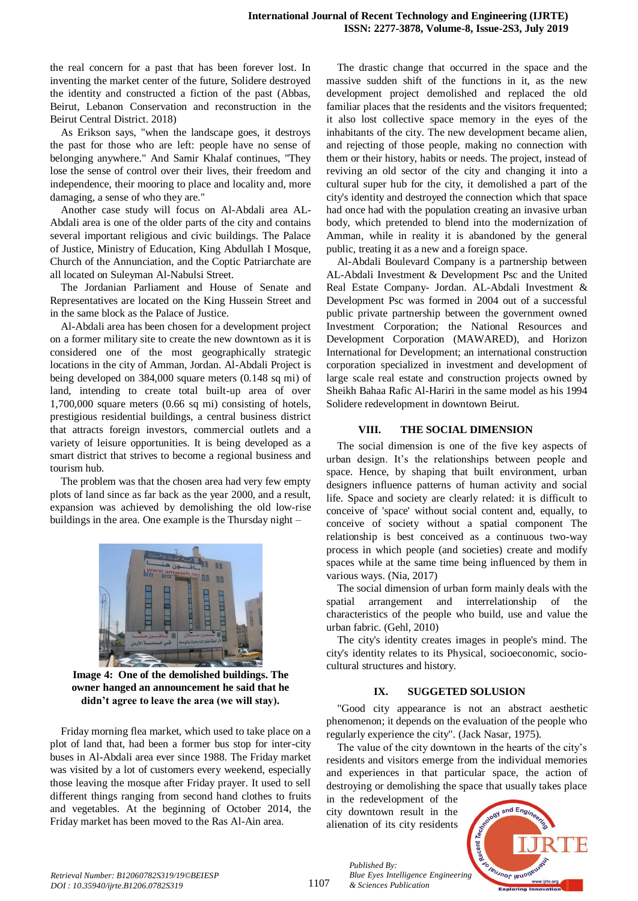the real concern for a past that has been forever lost. In inventing the market center of the future, Solidere destroyed the identity and constructed a fiction of the past (Abbas, Beirut, Lebanon Conservation and reconstruction in the Beirut Central District. 2018)

As Erikson says, "when the landscape goes, it destroys the past for those who are left: people have no sense of belonging anywhere." And Samir Khalaf continues, "They lose the sense of control over their lives, their freedom and independence, their mooring to place and locality and, more damaging, a sense of who they are."

Another case study will focus on Al-Abdali area AL-Abdali area is one of the older parts of the city and contains several important religious and civic buildings. The Palace of Justice, Ministry of Education, King Abdullah I Mosque, Church of the Annunciation, and the Coptic Patriarchate are all located on Suleyman Al-Nabulsi Street.

The Jordanian Parliament and House of Senate and Representatives are located on the King Hussein Street and in the same block as the Palace of Justice.

Al-Abdali area has been chosen for a development project on a former military site to create the new downtown as it is considered one of the most geographically strategic locations in the city of Amman, Jordan. Al-Abdali Project is being developed on 384,000 square meters (0.148 sq mi) of land, intending to create total built-up area of over 1,700,000 square meters (0.66 sq mi) consisting of hotels, prestigious residential buildings, a central business district that attracts foreign investors, commercial outlets and a variety of leisure opportunities. It is being developed as a smart district that strives to become a regional business and tourism hub.

The problem was that the chosen area had very few empty plots of land since as far back as the year 2000, and a result, expansion was achieved by demolishing the old low-rise buildings in the area. One example is the Thursday night – Friday morning flea market, which used to take place on a plot of land that, had been a former bus stop for inter-city buses in Al-Abdali area ever since 1988. The Friday market was visited by a lot of customers every weekend, especially those leaving the mosque after Friday prayer. It used to sell different things ranging from second hand clothes to fruits and vegetables. At the beginning of October 2014, the Friday market has been moved to the Ras Al-Ain area.

**Image 4: One of the demolished buildings. The owner hanged an announcement he said that he didn't agree to leave the area (we will stay).**

The drastic change that occurred in the space and the massive sudden shift of the functions in it, as the new development project demolished and replaced the old familiar places that the residents and the visitors frequented; it also lost collective space memory in the eyes of the inhabitants of the city. The new development became alien, and rejecting of those people, making no connection with them or their history, habits or needs. The project, instead of reviving an old sector of the city and changing it into a cultural super hub for the city, it demolished a part of the city's identity and destroyed the connection which that space had once had with the population creating an invasive urban body, which pretended to blend into the modernization of Amman, while in reality it is abandoned by the general public, treating it as a new and a foreign space.

Al-Abdali Boulevard Company is a partnership between AL-Abdali Investment & Development Psc and the United Real Estate Company- Jordan. AL-Abdali Investment & Development Psc was formed in 2004 out of a successful public private partnership between the government owned Investment Corporation; the National Resources and Development Corporation (MAWARED), and Horizon International for Development; an international construction corporation specialized in investment and development of large scale real estate and construction projects owned by Sheikh Bahaa Rafic Al-Hariri in the same model as his 1994 Solidere redevelopment in downtown Beirut.

## VIII. THE SOCIAL DIMENSION

The social dimension is one of the five key aspects of urban design. It's the relationships between people and space. Hence, by shaping that built environment, urban designers influence patterns of human activity and social life. Space and society are clearly related: it is difficult to conceive of 'space' without social content and, equally, to conceive of society without a spatial component The relationship is best conceived as a continuous two-way process in which people (and societies) create and modify spaces while at the same time being influenced by them in various ways. (Nia, 2017)

The social dimension of urban form mainly deals with the spatial arrangement and interrelationship of the characteristics of the people who build, use and value the urban fabric. (Gehl, 2010)

The city's identity creates images in people's mind. The city's identity relates to its Physical, socioeconomic, socio-cultural structures and history.

## IX. SUGGETED SOLUSION

"Good city appearance is not an abstract aesthetic phenomenon; it depends on the evaluation of the people who regularly experience the city". (Jack Nasar, 1975).

The value of the city downtown in the hearts of the city's residents and visitors emerge from the individual memories and experiences in that particular space, the action of destroying or demolishing the space that usually takes place in the redevelopment of the city downtown result in the alienation of its city residents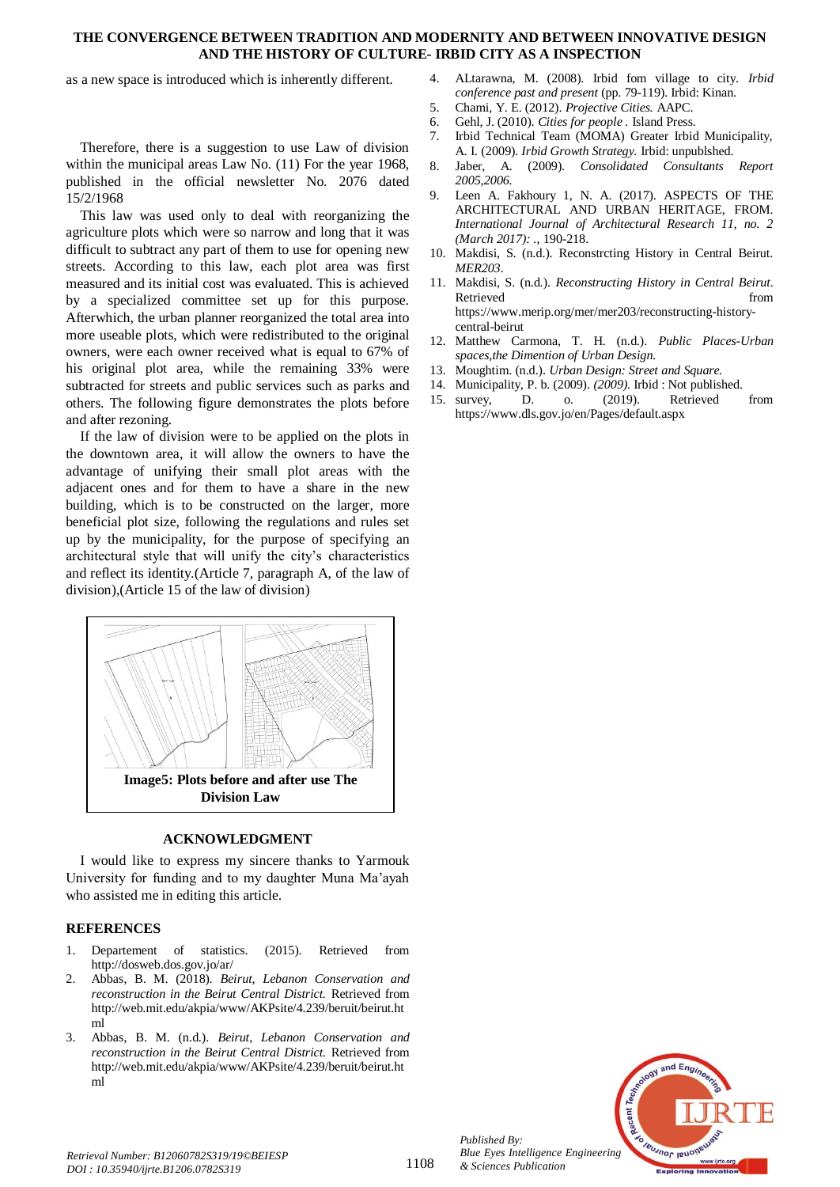as a new space is introduced which is inherently different.

Therefore, there is a suggestion to use Law of division within the municipal areas Law No. (11) For the year 1968, published in the official newsletter No. 2076 dated 15/2/1968

This law was used only to deal with reorganizing the agriculture plots which were so narrow and long that it was difficult to subtract any part of them to use for opening new streets. According to this law, each plot area was first measured and its initial cost was evaluated. This is achieved by a specialized committee set up for this purpose. Afterwhich, the urban planner reorganized the total area into more useable plots, which were redistributed to the original owners, were each owner received what is equal to 67% of his original plot area, while the remaining 33% were subtracted for streets and public services such as parks and others. The following figure demonstrates the plots before and after rezoning.

If the law of division were to be applied on the plots in the downtown area, it will allow the owners to have the advantage of unifying their small plot areas with the adjacent ones and for them to have a share in the new building, which is to be constructed on the larger, more beneficial plot size, following the regulations and rules set up by the municipality, for the purpose of specifying an architectural style that will unify the city's characteristics and reflect its identity.(Article 7, paragraph A, of the law of division),(Article 15 of the law of division)

**Image5: Plots before and after use The Division Law**

### ACKNOWLEDGMENT

I would like to express my sincere thanks to Yarmouk University for funding and to my daughter Muna Ma'ayah who assisted me in editing this article.

### REFERENCES

1. Departement of statistics. (2015). Retrieved from http://dosweb.dos.gov.jo/ar/
2. Abbas, B. M. (2018). *Beirut, Lebanon Conservation and reconstruction in the Beirut Central District.* Retrieved from http://web.mit.edu/akpia/www/AKPsite/4.239/beruit/beirut.html
3. Abbas, B. M. (n.d.). *Beirut, Lebanon Conservation and reconstruction in the Beirut Central District.* Retrieved from http://web.mit.edu/akpia/www/AKPsite/4.239/beruit/beirut.html
4. ALtarawna, M. (2008). Irbid fom village to city. *Irbid conference past and present* (pp. 79-119). Irbid: Kinan.
5. Chami, Y. E. (2012). *Projective Cities.* AAPC.
6. Gehl, J. (2010). *Cities for people .* Island Press.
7. Irbid Technical Team (MOMA) Greater Irbid Municipality, A. I. (2009). *Irbid Growth Strategy.* Irbid: unpublshed.
8. Jaber, A. (2009). *Consolidated Consultants Report 2005,2006.*
9. Leen A. Fakhoury 1, N. A. (2017). ASPECTS OF THE ARCHITECTURAL AND URBAN HERITAGE, FROM. *International Journal of Architectural Research 11, no. 2 (March 2017): .*, 190-218.
10. Makdisi, S. (n.d.). Reconstrcting History in Central Beirut. *MER203*.
11. Makdisi, S. (n.d.). *Reconstructing History in Central Beirut*. Retrieved from https://www.merip.org/mer/mer203/reconstructing-history-central-beirut
12. Matthew Carmona, T. H. (n.d.). *Public Places-Urban spaces,the Dimention of Urban Design.*
13. Moughtim. (n.d.). *Urban Design: Street and Square.*
14. Municipality, P. b. (2009). *(2009).* Irbid : Not published.
15. survey, D. o. (2019). Retrieved from https://www.dls.gov.jo/en/Pages/default.aspx